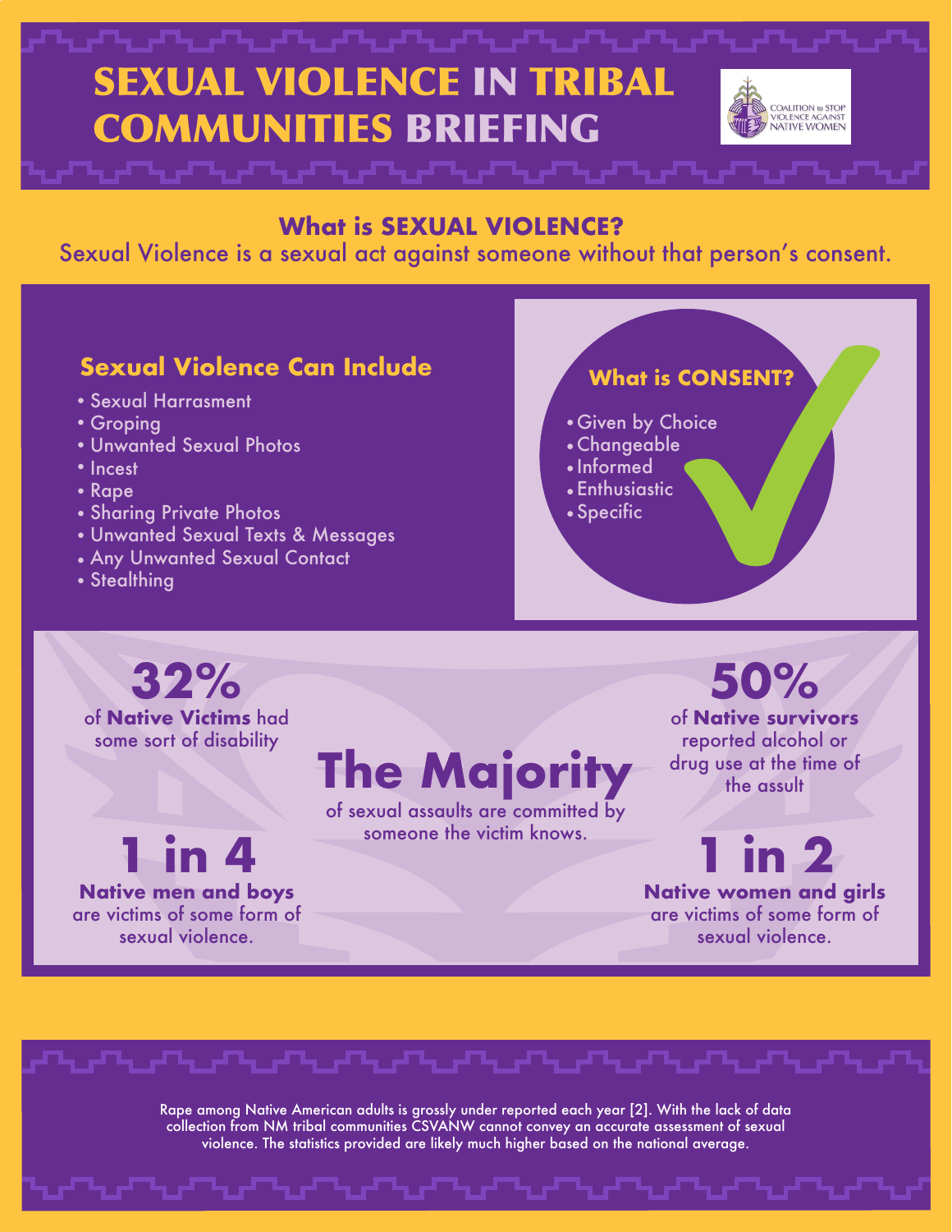# SEXUAL VIOLENCE IN TRIBAL COMMUNITIES BRIEFING

COALITION to STOP VIOLENCE AGAINST NATIVE WOMEN

## What is SEXUAL VIOLENCE?

Sexual Violence is a sexual act against someone without that person's consent.

### Sexual Violence Can Include

- Sexual Harrasment
- Groping
- Unwanted Sexual Photos
- Incest
- Rape
- Sharing Private Photos
- Unwanted Sexual Texts & Messages
- Any Unwanted Sexual Contact
- Stealthing

### What is CONSENT?

- Given by Choice
- Changeable
- Informed
- Enthusiastic
- Specific

**32%** of **Native Victims** had some sort of disability

**The Majority** of sexual assaults are committed by someone the victim knows.

**50%** of **Native survivors** reported alcohol or drug use at the time of the assult

**1 in 4** **Native men and boys** are victims of some form of sexual violence.

**1 in 2** **Native women and girls** are victims of some form of sexual violence.

Rape among Native American adults is grossly under reported each year [2]. With the lack of data collection from NM tribal communities CSVANW cannot convey an accurate assessment of sexual violence. The statistics provided are likely much higher based on the national average.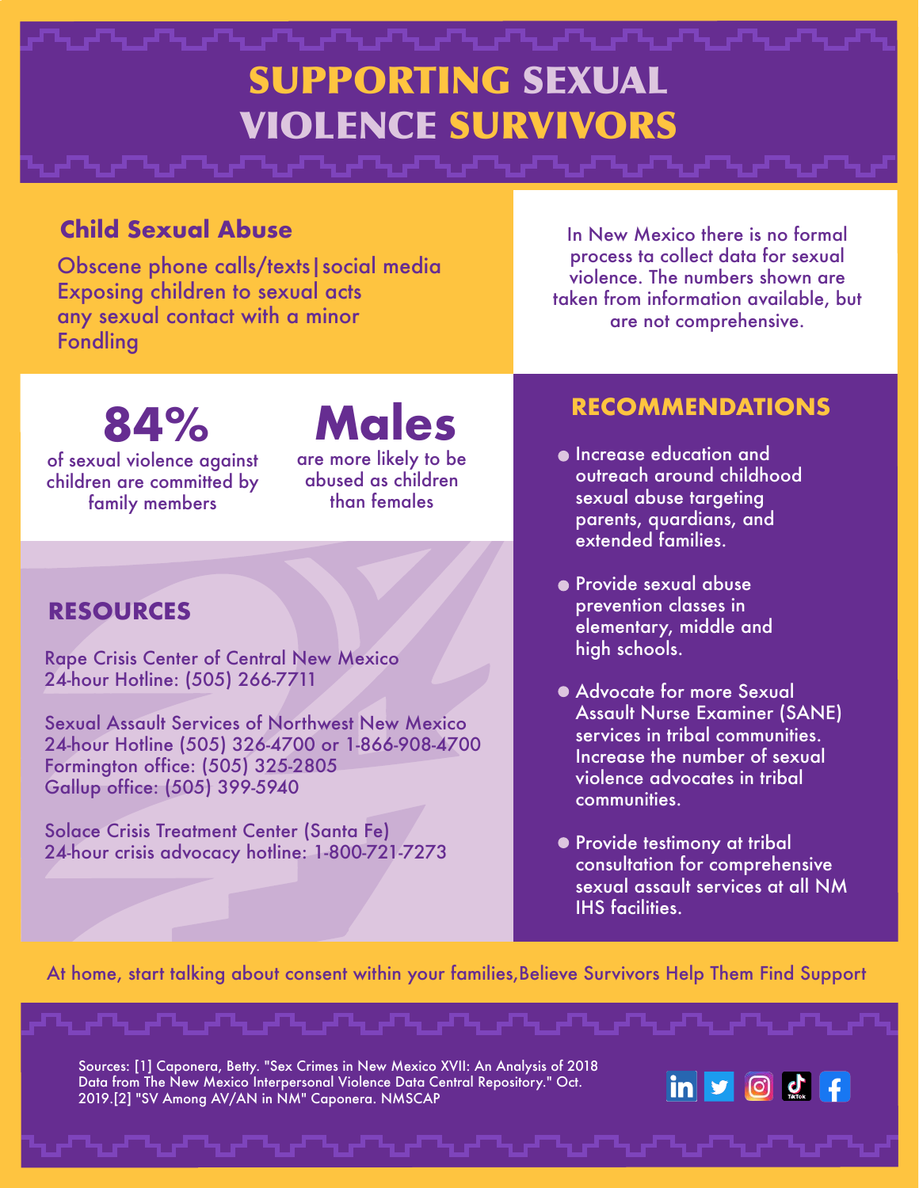# SUPPORTING SEXUAL VIOLENCE SURVIVORS

## Child Sexual Abuse

Obscene phone calls/texts|social media
Exposing children to sexual acts
any sexual contact with a minor
Fondling

In New Mexico there is no formal process ta collect data for sexual violence. The numbers shown are taken from information available, but are not comprehensive.

**84%**
of sexual violence against children are committed by family members

**Males**
are more likely to be abused as children than females

## RESOURCES

Rape Crisis Center of Central New Mexico
24-hour Hotline: (505) 266-7711

Sexual Assault Services of Northwest New Mexico
24-hour Hotline (505) 326-4700 or 1-866-908-4700
Formington office: (505) 325-2805
Gallup office: (505) 399-5940

Solace Crisis Treatment Center (Santa Fe)
24-hour crisis advocacy hotline: 1-800-721-7273

## RECOMMENDATIONS

- Increase education and outreach around childhood sexual abuse targeting parents, quardians, and extended families.
- Provide sexual abuse prevention classes in elementary, middle and high schools.
- Advocate for more Sexual Assault Nurse Examiner (SANE) services in tribal communities. Increase the number of sexual violence advocates in tribal communities.
- Provide testimony at tribal consultation for comprehensive sexual assault services at all NM IHS facilities.

At home, start talking about consent within your families,Believe Survivors Help Them Find Support

Sources: [1] Caponera, Betty. "Sex Crimes in New Mexico XVII: An Analysis of 2018 Data from The New Mexico Interpersonal Violence Data Central Repository." Oct. 2019.[2] "SV Among AV/AN in NM" Caponera. NMSCAP